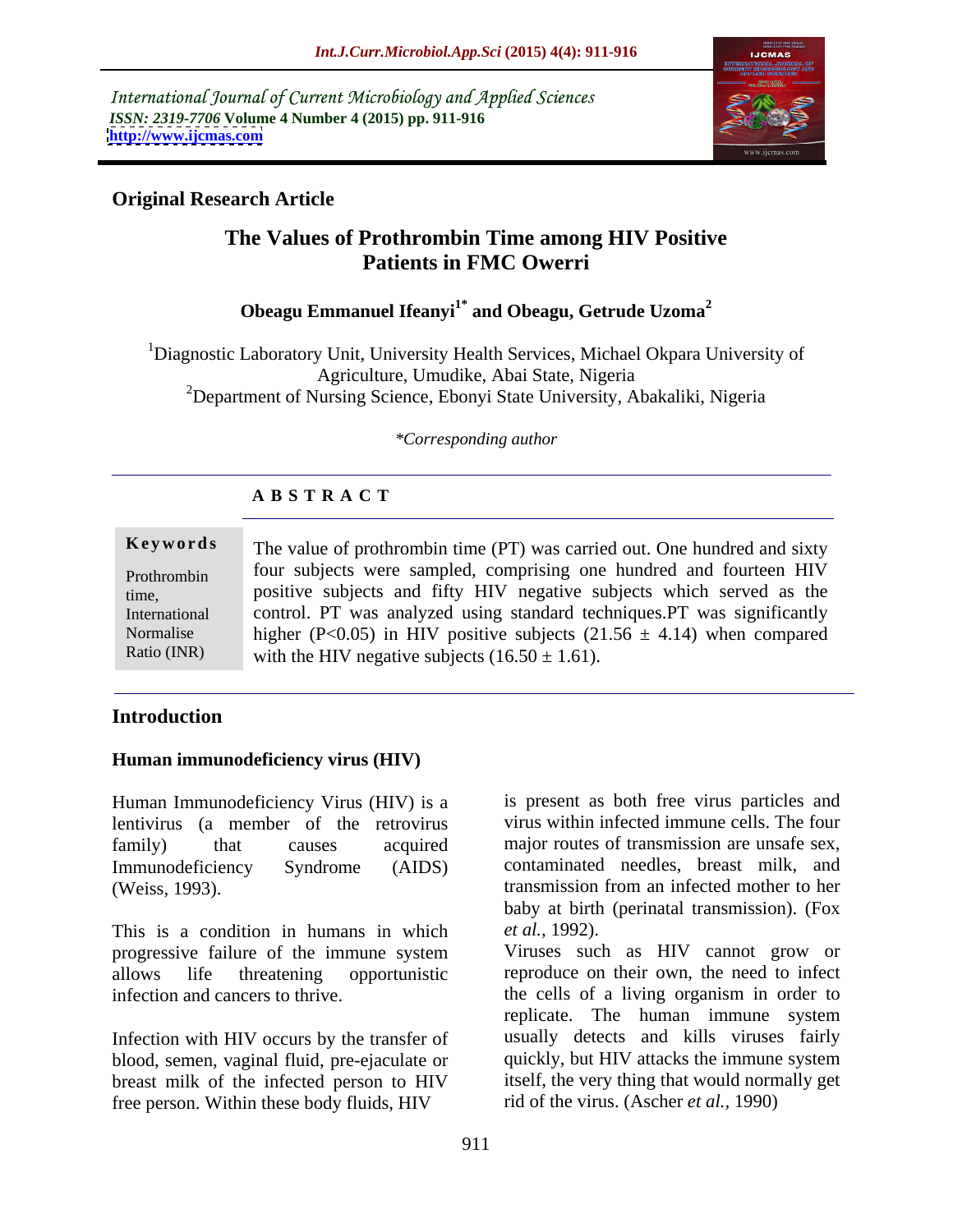International Journal of Current Microbiology and Applied Sciences
*ISSN: 2319-7706* **Volume 4 Number 4 (2015) pp. 911-916**
**http://www.ijcmas.com**

**Original Research Article**

# The Values of Prothrombin Time among HIV Positive Patients in FMC Owerri

**Obeagu Emmanuel Ifeanyi[1*] and Obeagu, Getrude Uzoma[2]**

[1]Diagnostic Laboratory Unit, University Health Services, Michael Okpara University of Agriculture, Umudike, Abai State, Nigeria
[2]Department of Nursing Science, Ebonyi State University, Abakaliki, Nigeria

*\*Corresponding author*

## A B S T R A C T

**Keywords**

Prothrombin time, International Normalise Ratio (INR)

The value of prothrombin time (PT) was carried out. One hundred and sixty four subjects were sampled, comprising one hundred and fourteen HIV positive subjects and fifty HIV negative subjects which served as the control. PT was analyzed using standard techniques.PT was significantly higher ($P<0.05$) in HIV positive subjects ($21.56 \pm 4.14$) when compared with the HIV negative subjects ($16.50 \pm 1.61$).

## Introduction

### Human immunodeficiency virus (HIV)

Human Immunodeficiency Virus (HIV) is a lentivirus (a member of the retrovirus family) that causes acquired Immunodeficiency Syndrome (AIDS) (Weiss, 1993).

This is a condition in humans in which progressive failure of the immune system allows life threatening opportunistic infection and cancers to thrive.

Infection with HIV occurs by the transfer of blood, semen, vaginal fluid, pre-ejaculate or breast milk of the infected person to HIV free person. Within these body fluids, HIV is present as both free virus particles and virus within infected immune cells. The four major routes of transmission are unsafe sex, contaminated needles, breast milk, and transmission from an infected mother to her baby at birth (perinatal transmission). (Fox *et al.*, 1992).

Viruses such as HIV cannot grow or reproduce on their own, the need to infect the cells of a living organism in order to replicate. The human immune system usually detects and kills viruses fairly quickly, but HIV attacks the immune system itself, the very thing that would normally get rid of the virus. (Ascher *et al.*, 1990)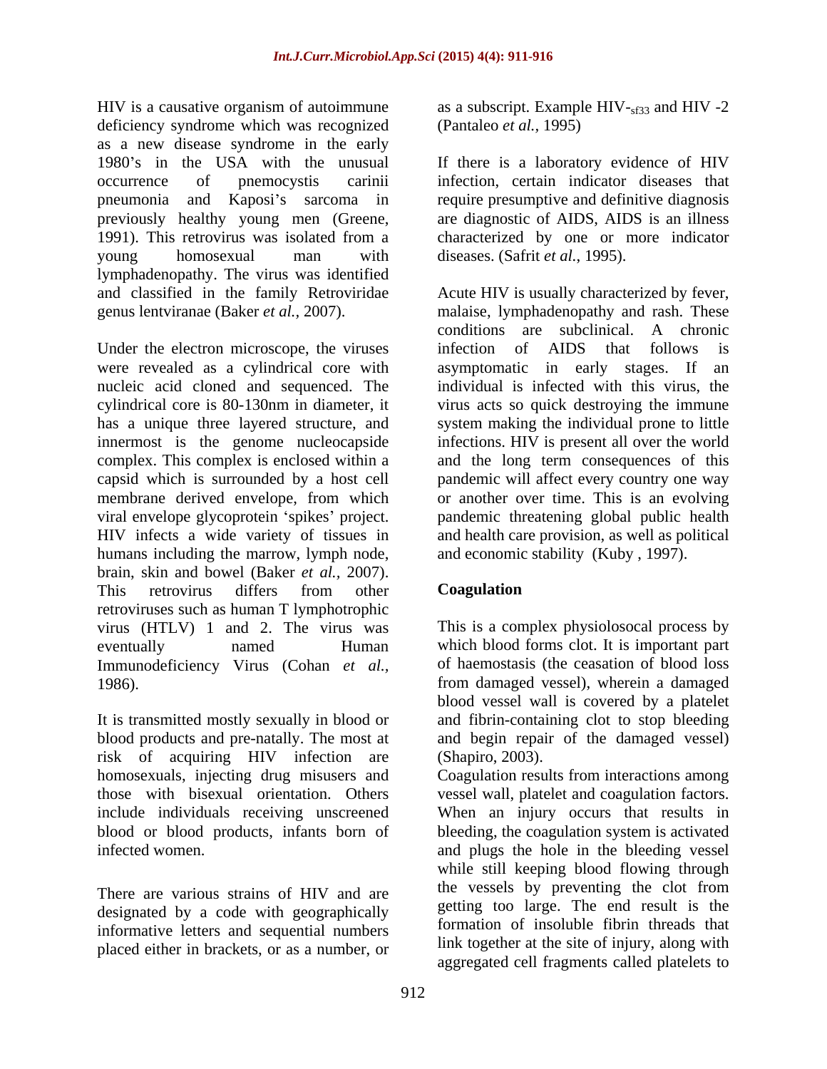HIV is a causative organism of autoimmune deficiency syndrome which was recognized as a new disease syndrome in the early 1980's in the USA with the unusual occurrence of pnemocystis carinii pneumonia and Kaposi's sarcoma in previously healthy young men (Greene, 1991). This retrovirus was isolated from a young homosexual man with lymphadenopathy. The virus was identified and classified in the family Retroviridae genus lentviranae (Baker *et al.,* 2007).

Under the electron microscope, the viruses were revealed as a cylindrical core with nucleic acid cloned and sequenced. The cylindrical core is 80-130nm in diameter, it has a unique three layered structure, and innermost is the genome nucleocapside complex. This complex is enclosed within a capsid which is surrounded by a host cell membrane derived envelope, from which viral envelope glycoprotein 'spikes' project. HIV infects a wide variety of tissues in humans including the marrow, lymph node, brain, skin and bowel (Baker *et al.,* 2007). This retrovirus differs from other retroviruses such as human T lymphotrophic virus (HTLV) 1 and 2. The virus was eventually named Human Immunodeficiency Virus (Cohan *et al.,* 1986).

It is transmitted mostly sexually in blood or blood products and pre-natally. The most at risk of acquiring HIV infection are homosexuals, injecting drug misusers and those with bisexual orientation. Others include individuals receiving unscreened blood or blood products, infants born of infected women.

There are various strains of HIV and are designated by a code with geographically informative letters and sequential numbers placed either in brackets, or as a number, or as a subscript. Example HIV-$_{sf33}$ and HIV -2 (Pantaleo *et al.,* 1995)

If there is a laboratory evidence of HIV infection, certain indicator diseases that require presumptive and definitive diagnosis are diagnostic of AIDS, AIDS is an illness characterized by one or more indicator diseases. (Safrit *et al.,* 1995).

Acute HIV is usually characterized by fever, malaise, lymphadenopathy and rash. These conditions are subclinical. A chronic infection of AIDS that follows is asymptomatic in early stages. If an individual is infected with this virus, the virus acts so quick destroying the immune system making the individual prone to little infections. HIV is present all over the world and the long term consequences of this pandemic will affect every country one way or another over time. This is an evolving pandemic threatening global public health and health care provision, as well as political and economic stability (Kuby , 1997).

## Coagulation

This is a complex physiolosocal process by which blood forms clot. It is important part of haemostasis (the ceasation of blood loss from damaged vessel), wherein a damaged blood vessel wall is covered by a platelet and fibrin-containing clot to stop bleeding and begin repair of the damaged vessel) (Shapiro, 2003).

Coagulation results from interactions among vessel wall, platelet and coagulation factors. When an injury occurs that results in bleeding, the coagulation system is activated and plugs the hole in the bleeding vessel while still keeping blood flowing through the vessels by preventing the clot from getting too large. The end result is the formation of insoluble fibrin threads that link together at the site of injury, along with aggregated cell fragments called platelets to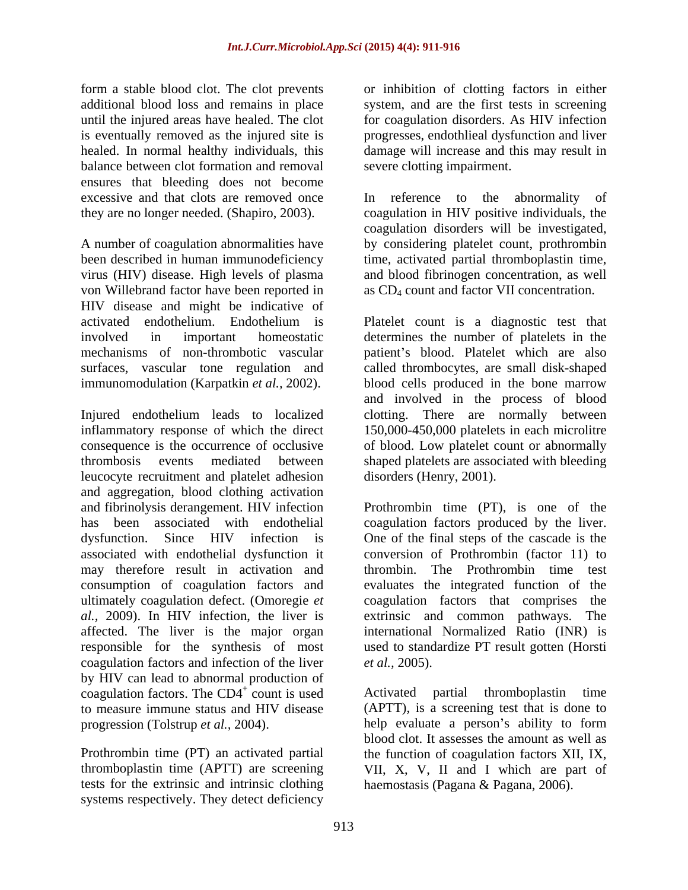form a stable blood clot. The clot prevents additional blood loss and remains in place until the injured areas have healed. The clot is eventually removed as the injured site is healed. In normal healthy individuals, this balance between clot formation and removal ensures that bleeding does not become excessive and that clots are removed once they are no longer needed. (Shapiro, 2003).

A number of coagulation abnormalities have been described in human immunodeficiency virus (HIV) disease. High levels of plasma von Willebrand factor have been reported in HIV disease and might be indicative of activated endothelium. Endothelium is involved in important homeostatic mechanisms of non-thrombotic vascular surfaces, vascular tone regulation and immunomodulation (Karpatkin *et al.,* 2002).

Injured endothelium leads to localized inflammatory response of which the direct consequence is the occurrence of occlusive thrombosis events mediated between leucocyte recruitment and platelet adhesion and aggregation, blood clothing activation and fibrinolysis derangement. HIV infection has been associated with endothelial dysfunction. Since HIV infection is associated with endothelial dysfunction it may therefore result in activation and consumption of coagulation factors and ultimately coagulation defect. (Omoregie *et al.,* 2009). In HIV infection, the liver is affected. The liver is the major organ responsible for the synthesis of most coagulation factors and infection of the liver by HIV can lead to abnormal production of coagulation factors. The $CD4^+$ count is used to measure immune status and HIV disease progression (Tolstrup *et al.,* 2004).

Prothrombin time (PT) an activated partial thromboplastin time (APTT) are screening tests for the extrinsic and intrinsic clothing systems respectively. They detect deficiency or inhibition of clotting factors in either system, and are the first tests in screening for coagulation disorders. As HIV infection progresses, endothlieal dysfunction and liver damage will increase and this may result in severe clotting impairment.

In reference to the abnormality of coagulation in HIV positive individuals, the coagulation disorders will be investigated, by considering platelet count, prothrombin time, activated partial thromboplastin time, and blood fibrinogen concentration, as well as $CD_4$ count and factor VII concentration.

Platelet count is a diagnostic test that determines the number of platelets in the patient's blood. Platelet which are also called thrombocytes, are small disk-shaped blood cells produced in the bone marrow and involved in the process of blood clotting. There are normally between 150,000-450,000 platelets in each microlitre of blood. Low platelet count or abnormally shaped platelets are associated with bleeding disorders (Henry, 2001).

Prothrombin time (PT), is one of the coagulation factors produced by the liver. One of the final steps of the cascade is the conversion of Prothrombin (factor 11) to thrombin. The Prothrombin time test evaluates the integrated function of the coagulation factors that comprises the extrinsic and common pathways. The international Normalized Ratio (INR) is used to standardize PT result gotten (Horsti *et al.,* 2005).

Activated partial thromboplastin time (APTT), is a screening test that is done to help evaluate a person's ability to form blood clot. It assesses the amount as well as the function of coagulation factors XII, IX, VII, X, V, II and I which are part of haemostasis (Pagana & Pagana, 2006).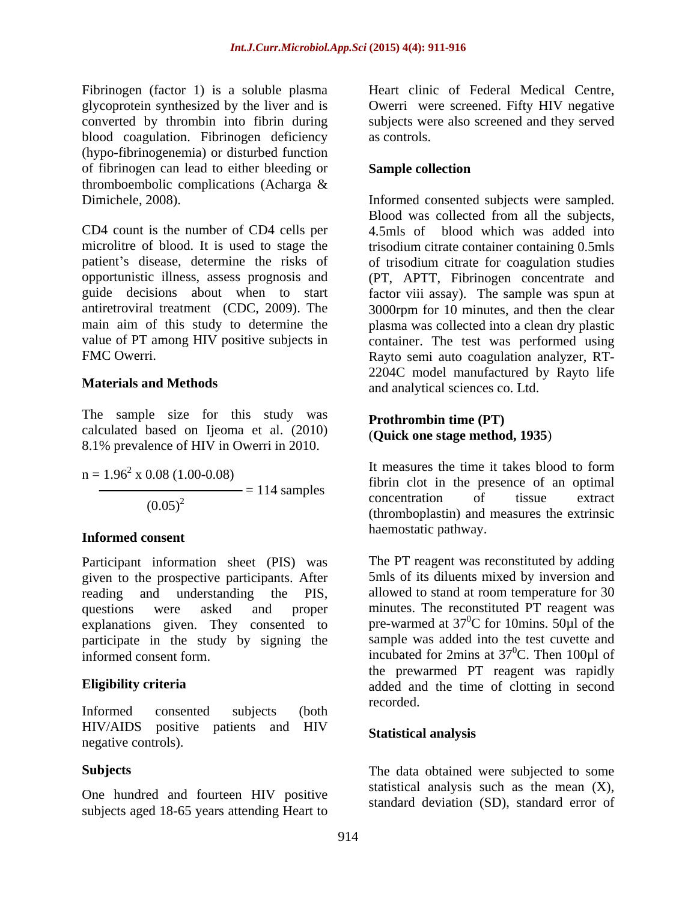Fibrinogen (factor 1) is a soluble plasma glycoprotein synthesized by the liver and is converted by thrombin into fibrin during blood coagulation. Fibrinogen deficiency (hypo-fibrinogenemia) or disturbed function of fibrinogen can lead to either bleeding or thromboembolic complications (Acharga & Dimichele, 2008).

CD4 count is the number of CD4 cells per microlitre of blood. It is used to stage the patient's disease, determine the risks of opportunistic illness, assess prognosis and guide decisions about when to start antiretroviral treatment (CDC, 2009). The main aim of this study to determine the value of PT among HIV positive subjects in FMC Owerri.

## Materials and Methods

The sample size for this study was calculated based on Ijeoma et al. (2010) 8.1% prevalence of HIV in Owerri in 2010.

$$n = \frac{1.96^2 \times 0.08\ (1.00-0.08)}{(0.05)^2} = 114 \text{ samples}$$

### Informed consent

Participant information sheet (PIS) was given to the prospective participants. After reading and understanding the PIS, questions were asked and proper explanations given. They consented to participate in the study by signing the informed consent form.

### Eligibility criteria

Informed consented subjects (both HIV/AIDS positive patients and HIV negative controls).

### Subjects

One hundred and fourteen HIV positive subjects aged 18-65 years attending Heart to Heart clinic of Federal Medical Centre, Owerri were screened. Fifty HIV negative subjects were also screened and they served as controls.

### Sample collection

Informed consented subjects were sampled. Blood was collected from all the subjects, 4.5mls of blood which was added into trisodium citrate container containing 0.5mls of trisodium citrate for coagulation studies (PT, APTT, Fibrinogen concentrate and factor viii assay). The sample was spun at 3000rpm for 10 minutes, and then the clear plasma was collected into a clean dry plastic container. The test was performed using Rayto semi auto coagulation analyzer, RT-2204C model manufactured by Rayto life and analytical sciences co. Ltd.

### Prothrombin time (PT) (Quick one stage method, 1935)

It measures the time it takes blood to form fibrin clot in the presence of an optimal concentration of tissue extract (thromboplastin) and measures the extrinsic haemostatic pathway.

The PT reagent was reconstituted by adding 5mls of its diluents mixed by inversion and allowed to stand at room temperature for 30 minutes. The reconstituted PT reagent was pre-warmed at $37^0$C for 10mins. 50µl of the sample was added into the test cuvette and incubated for 2mins at $37^0$C. Then 100µl of the prewarmed PT reagent was rapidly added and the time of clotting in second recorded.

### Statistical analysis

The data obtained were subjected to some statistical analysis such as the mean (X), standard deviation (SD), standard error of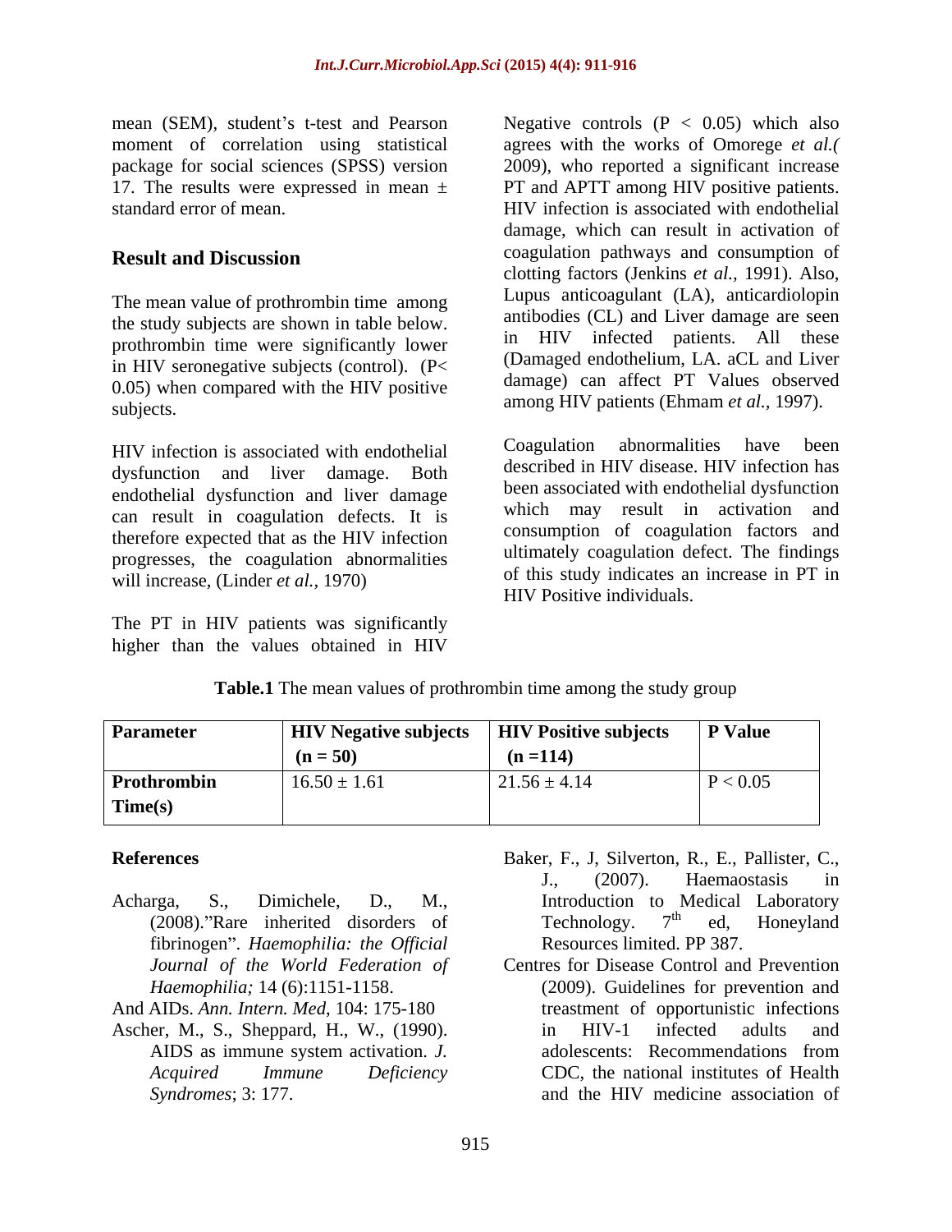mean (SEM), student's t-test and Pearson moment of correlation using statistical package for social sciences (SPSS) version 17. The results were expressed in mean ± standard error of mean.

## Result and Discussion

The mean value of prothrombin time among the study subjects are shown in table below. prothrombin time were significantly lower in HIV seronegative subjects (control). ($P < 0.05$) when compared with the HIV positive subjects.

HIV infection is associated with endothelial dysfunction and liver damage. Both endothelial dysfunction and liver damage can result in coagulation defects. It is therefore expected that as the HIV infection progresses, the coagulation abnormalities will increase, (Linder *et al.,* 1970)

The PT in HIV patients was significantly higher than the values obtained in HIV Negative controls ($P < 0.05$) which also agrees with the works of Omorege *et al.(* 2009), who reported a significant increase PT and APTT among HIV positive patients. HIV infection is associated with endothelial damage, which can result in activation of coagulation pathways and consumption of clotting factors (Jenkins *et al.,* 1991). Also, Lupus anticoagulant (LA), anticardiolopin antibodies (CL) and Liver damage are seen in HIV infected patients. All these (Damaged endothelium, LA. aCL and Liver damage) can affect PT Values observed among HIV patients (Ehmam *et al.,* 1997).

Coagulation abnormalities have been described in HIV disease. HIV infection has been associated with endothelial dysfunction which may result in activation and consumption of coagulation factors and ultimately coagulation defect. The findings of this study indicates an increase in PT in HIV Positive individuals.

**Table.1** The mean values of prothrombin time among the study group

| **Parameter** | **HIV Negative subjects (n = 50)** | **HIV Positive subjects (n =114)** | **P Value** |
|---|---|---|---|
| **Prothrombin Time(s)** | 16.50 ± 1.61 | 21.56 ± 4.14 | $P < 0.05$ |

## References

Acharga, S., Dimichele, D., M., (2008)."Rare inherited disorders of fibrinogen". *Haemophilia: the Official Journal of the World Federation of Haemophilia;* 14 (6):1151-1158.

And AIDs. *Ann. Intern. Med*, 104: 175-180

Ascher, M., S., Sheppard, H., W., (1990). AIDS as immune system activation. *J. Acquired Immune Deficiency Syndromes*; 3: 177.

Baker, F., J, Silverton, R., E., Pallister, C., J., (2007). Haemaostasis in Introduction to Medical Laboratory Technology. 7th ed, Honeyland Resources limited. PP 387.

Centres for Disease Control and Prevention (2009). Guidelines for prevention and treatment of opportunistic infections in HIV-1 infected adults and adolescents: Recommendations from CDC, the national institutes of Health and the HIV medicine association of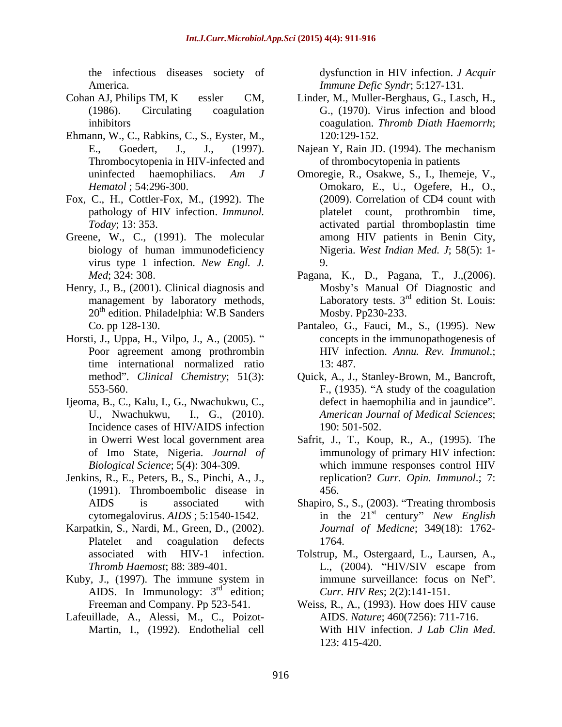the infectious diseases society of America.

Cohan AJ, Philips TM, K essler CM, (1986). Circulating coagulation inhibitors

Ehmann, W., C., Rabkins, C., S., Eyster, M., E., Goedert, J., J., (1997). Thrombocytopenia in HIV-infected and uninfected haemophiliacs. *Am J Hematol* ; 54:296-300.

Fox, C., H., Cottler-Fox, M., (1992). The pathology of HIV infection. *Immunol. Today*; 13: 353.

Greene, W., C., (1991). The molecular biology of human immunodeficiency virus type 1 infection. *New Engl. J. Med*; 324: 308.

Henry, J., B., (2001). Clinical diagnosis and management by laboratory methods, 20th edition. Philadelphia: W.B Sanders Co. pp 128-130.

Horsti, J., Uppa, H., Vilpo, J., A., (2005). " Poor agreement among prothrombin time international normalized ratio method". *Clinical Chemistry*; 51(3): 553-560.

Ijeoma, B., C., Kalu, I., G., Nwachukwu, C., U., Nwachukwu, I., G., (2010). Incidence cases of HIV/AIDS infection in Owerri West local government area of Imo State, Nigeria. *Journal of Biological Science*; 5(4): 304-309.

Jenkins, R., E., Peters, B., S., Pinchi, A., J., (1991). Thromboembolic disease in AIDS is associated with cytomegalovirus. *AIDS* ; 5:1540-1542.

Karpatkin, S., Nardi, M., Green, D., (2002). Platelet and coagulation defects associated with HIV-1 infection. *Thromb Haemost*; 88: 389-401.

Kuby, J., (1997). The immune system in AIDS. In Immunology: 3rd edition; Freeman and Company. Pp 523-541.

Lafeuillade, A., Alessi, M., C., Poizot-Martin, I., (1992). Endothelial cell dysfunction in HIV infection. *J Acquir Immune Defic Syndr*; 5:127-131.

Linder, M., Muller-Berghaus, G., Lasch, H., G., (1970). Virus infection and blood coagulation. *Thromb Diath Haemorrh*; 120:129-152.

Najean Y, Rain JD. (1994). The mechanism of thrombocytopenia in patients

Omoregie, R., Osakwe, S., I., Ihemeje, V., Omokaro, E., U., Ogefere, H., O., (2009). Correlation of CD4 count with platelet count, prothrombin time, activated partial thromboplastin time among HIV patients in Benin City, Nigeria. *West Indian Med. J*; 58(5): 1-9.

Pagana, K., D., Pagana, T., J.,(2006). Mosby's Manual Of Diagnostic and Laboratory tests. 3rd edition St. Louis: Mosby. Pp230-233.

Pantaleo, G., Fauci, M., S., (1995). New concepts in the immunopathogenesis of HIV infection. *Annu. Rev. Immunol.*; 13: 487.

Quick, A., J., Stanley-Brown, M., Bancroft, F., (1935). "A study of the coagulation defect in haemophilia and in jaundice". *American Journal of Medical Sciences*; 190: 501-502.

Safrit, J., T., Koup, R., A., (1995). The immunology of primary HIV infection: which immune responses control HIV replication? *Curr. Opin. Immunol.*; 7: 456.

Shapiro, S., S., (2003). "Treating thrombosis in the 21st century" *New English Journal of Medicne*; 349(18): 1762-1764.

Tolstrup, M., Ostergaard, L., Laursen, A., L., (2004). "HIV/SIV escape from immune surveillance: focus on Nef". *Curr. HIV Res*; 2(2):141-151.

Weiss, R., A., (1993). How does HIV cause AIDS. *Nature*; 460(7256): 711-716. With HIV infection. *J Lab Clin Med*. 123: 415-420.